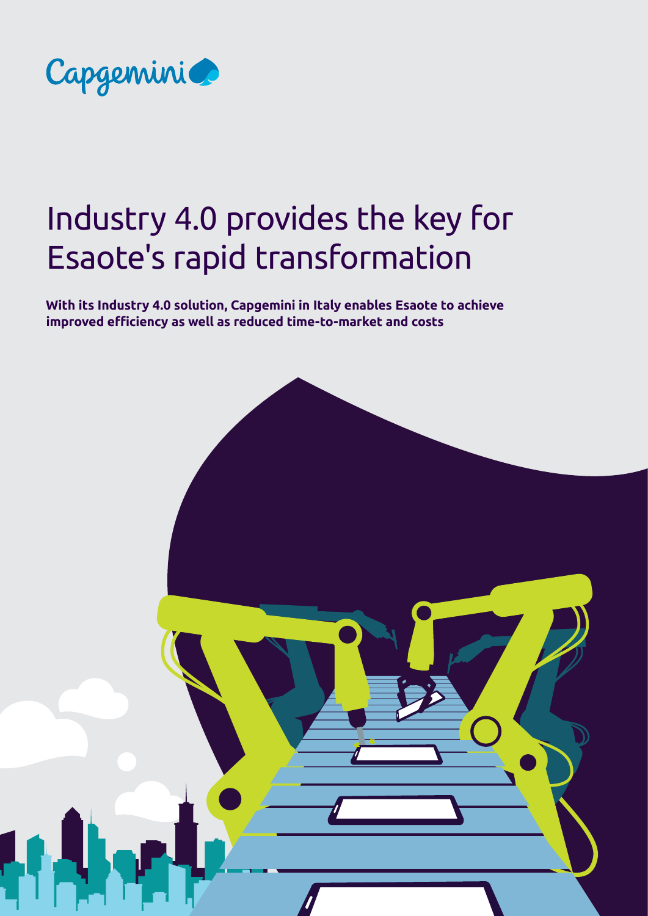Capgemini

# Industry 4.0 provides the key for Esaote's rapid transformation

**With its Industry 4.0 solution, Capgemini in Italy enables Esaote to achieve improved efficiency as well as reduced time-to-market and costs**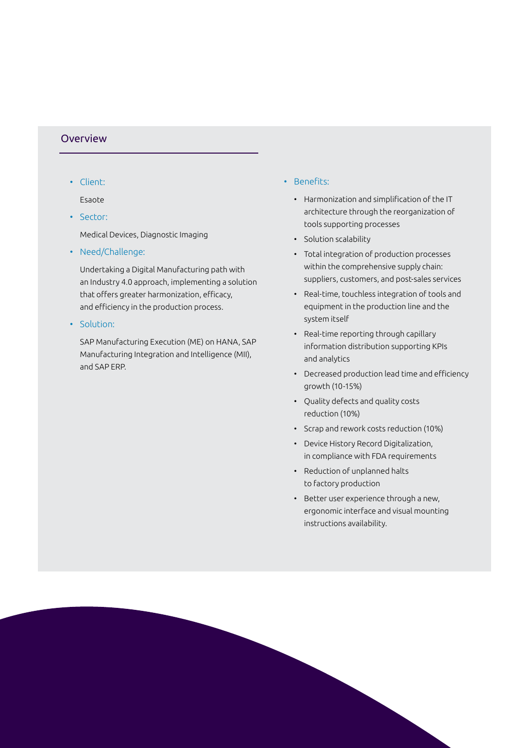## Overview

- Client:

  Esaote

- Sector:

  Medical Devices, Diagnostic Imaging

- Need/Challenge:

  Undertaking a Digital Manufacturing path with an Industry 4.0 approach, implementing a solution that offers greater harmonization, efficacy, and efficiency in the production process.

- Solution:

  SAP Manufacturing Execution (ME) on HANA, SAP Manufacturing Integration and Intelligence (MII), and SAP ERP.

- Benefits:
  - Harmonization and simplification of the IT architecture through the reorganization of tools supporting processes
  - Solution scalability
  - Total integration of production processes within the comprehensive supply chain: suppliers, customers, and post-sales services
  - Real-time, touchless integration of tools and equipment in the production line and the system itself
  - Real-time reporting through capillary information distribution supporting KPIs and analytics
  - Decreased production lead time and efficiency growth (10-15%)
  - Quality defects and quality costs reduction (10%)
  - Scrap and rework costs reduction (10%)
  - Device History Record Digitalization, in compliance with FDA requirements
  - Reduction of unplanned halts to factory production
  - Better user experience through a new, ergonomic interface and visual mounting instructions availability.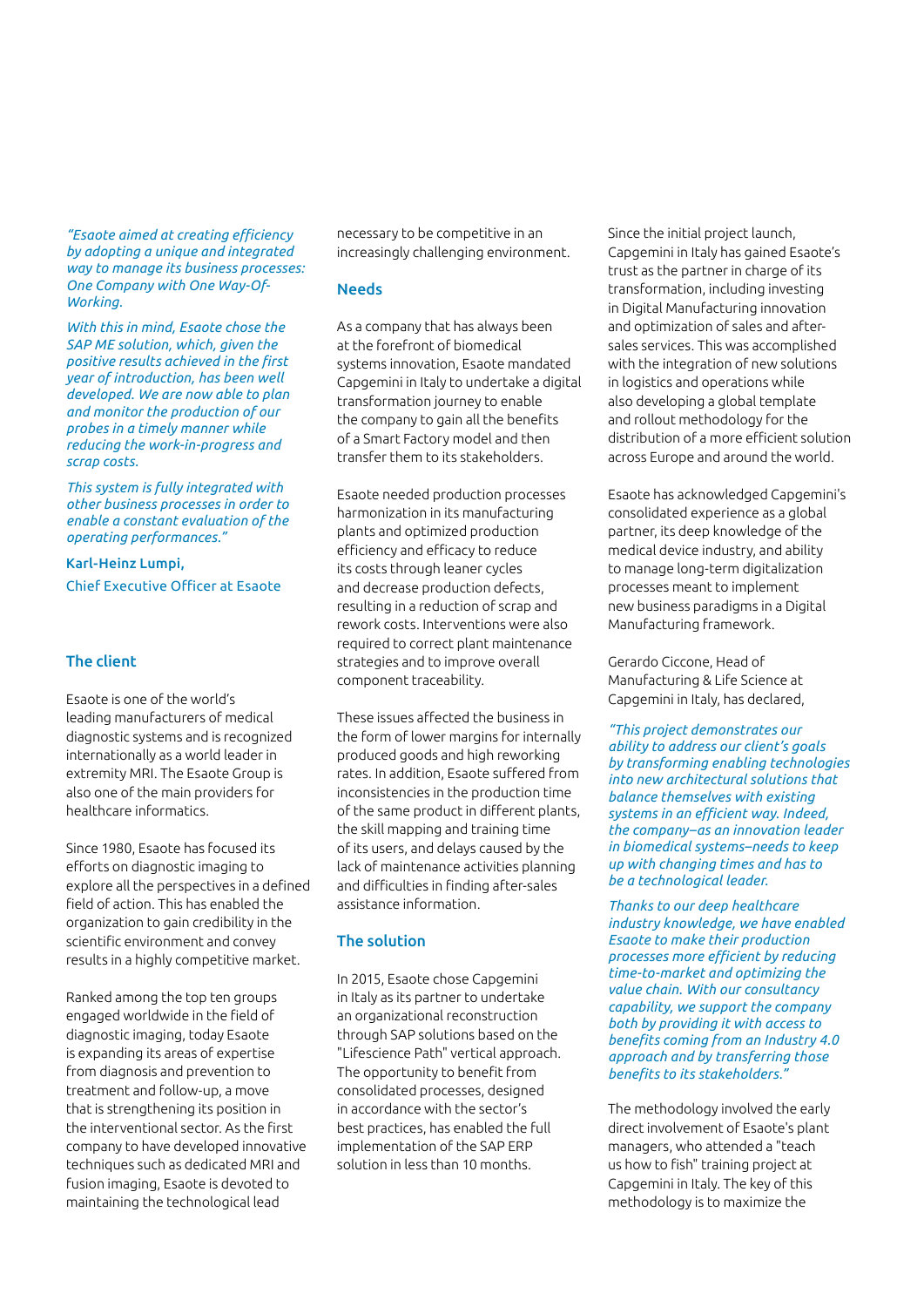*"Esaote aimed at creating efficiency by adopting a unique and integrated way to manage its business processes: One Company with One Way-Of-Working.*

*With this in mind, Esaote chose the SAP ME solution, which, given the positive results achieved in the first year of introduction, has been well developed. We are now able to plan and monitor the production of our probes in a timely manner while reducing the work-in-progress and scrap costs.*

*This system is fully integrated with other business processes in order to enable a constant evaluation of the operating performances."*

**Karl-Heinz Lumpi,**
Chief Executive Officer at Esaote

## The client

Esaote is one of the world's leading manufacturers of medical diagnostic systems and is recognized internationally as a world leader in extremity MRI. The Esaote Group is also one of the main providers for healthcare informatics.

Since 1980, Esaote has focused its efforts on diagnostic imaging to explore all the perspectives in a defined field of action. This has enabled the organization to gain credibility in the scientific environment and convey results in a highly competitive market.

Ranked among the top ten groups engaged worldwide in the field of diagnostic imaging, today Esaote is expanding its areas of expertise from diagnosis and prevention to treatment and follow-up, a move that is strengthening its position in the interventional sector. As the first company to have developed innovative techniques such as dedicated MRI and fusion imaging, Esaote is devoted to maintaining the technological lead necessary to be competitive in an increasingly challenging environment.

## Needs

As a company that has always been at the forefront of biomedical systems innovation, Esaote mandated Capgemini in Italy to undertake a digital transformation journey to enable the company to gain all the benefits of a Smart Factory model and then transfer them to its stakeholders.

Esaote needed production processes harmonization in its manufacturing plants and optimized production efficiency and efficacy to reduce its costs through leaner cycles and decrease production defects, resulting in a reduction of scrap and rework costs. Interventions were also required to correct plant maintenance strategies and to improve overall component traceability.

These issues affected the business in the form of lower margins for internally produced goods and high reworking rates. In addition, Esaote suffered from inconsistencies in the production time of the same product in different plants, the skill mapping and training time of its users, and delays caused by the lack of maintenance activities planning and difficulties in finding after-sales assistance information.

## The solution

In 2015, Esaote chose Capgemini in Italy as its partner to undertake an organizational reconstruction through SAP solutions based on the "Lifescience Path" vertical approach. The opportunity to benefit from consolidated processes, designed in accordance with the sector's best practices, has enabled the full implementation of the SAP ERP solution in less than 10 months.

Since the initial project launch, Capgemini in Italy has gained Esaote's trust as the partner in charge of its transformation, including investing in Digital Manufacturing innovation and optimization of sales and after-sales services. This was accomplished with the integration of new solutions in logistics and operations while also developing a global template and rollout methodology for the distribution of a more efficient solution across Europe and around the world.

Esaote has acknowledged Capgemini's consolidated experience as a global partner, its deep knowledge of the medical device industry, and ability to manage long-term digitalization processes meant to implement new business paradigms in a Digital Manufacturing framework.

Gerardo Ciccone, Head of Manufacturing & Life Science at Capgemini in Italy, has declared,

*"This project demonstrates our ability to address our client's goals by transforming enabling technologies into new architectural solutions that balance themselves with existing systems in an efficient way. Indeed, the company–as an innovation leader in biomedical systems–needs to keep up with changing times and has to be a technological leader.*

*Thanks to our deep healthcare industry knowledge, we have enabled Esaote to make their production processes more efficient by reducing time-to-market and optimizing the value chain. With our consultancy capability, we support the company both by providing it with access to benefits coming from an Industry 4.0 approach and by transferring those benefits to its stakeholders."*

The methodology involved the early direct involvement of Esaote's plant managers, who attended a "teach us how to fish" training project at Capgemini in Italy. The key of this methodology is to maximize the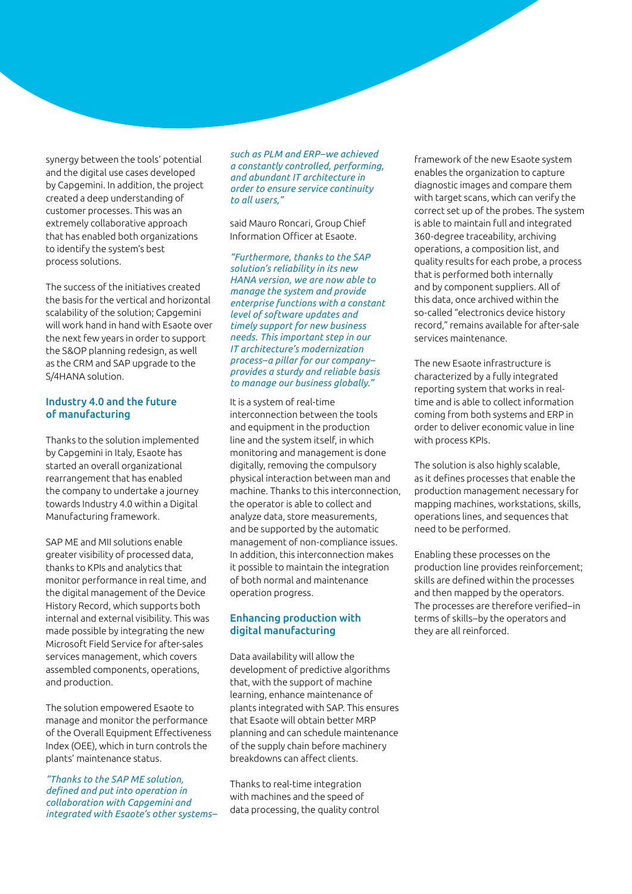synergy between the tools' potential and the digital use cases developed by Capgemini. In addition, the project created a deep understanding of customer processes. This was an extremely collaborative approach that has enabled both organizations to identify the system's best process solutions.

The success of the initiatives created the basis for the vertical and horizontal scalability of the solution; Capgemini will work hand in hand with Esaote over the next few years in order to support the S&OP planning redesign, as well as the CRM and SAP upgrade to the S/4HANA solution.

## Industry 4.0 and the future of manufacturing

Thanks to the solution implemented by Capgemini in Italy, Esaote has started an overall organizational rearrangement that has enabled the company to undertake a journey towards Industry 4.0 within a Digital Manufacturing framework.

SAP ME and MII solutions enable greater visibility of processed data, thanks to KPIs and analytics that monitor performance in real time, and the digital management of the Device History Record, which supports both internal and external visibility. This was made possible by integrating the new Microsoft Field Service for after-sales services management, which covers assembled components, operations, and production.

The solution empowered Esaote to manage and monitor the performance of the Overall Equipment Effectiveness Index (OEE), which in turn controls the plants' maintenance status.

*"Thanks to the SAP ME solution, defined and put into operation in collaboration with Capgemini and integrated with Esaote's other systems–such as PLM and ERP–we achieved a constantly controlled, performing, and abundant IT architecture in order to ensure service continuity to all users,"*

said Mauro Roncari, Group Chief Information Officer at Esaote.

*"Furthermore, thanks to the SAP solution's reliability in its new HANA version, we are now able to manage the system and provide enterprise functions with a constant level of software updates and timely support for new business needs. This important step in our IT architecture's modernization process–a pillar for our company–provides a sturdy and reliable basis to manage our business globally."*

It is a system of real-time interconnection between the tools and equipment in the production line and the system itself, in which monitoring and management is done digitally, removing the compulsory physical interaction between man and machine. Thanks to this interconnection, the operator is able to collect and analyze data, store measurements, and be supported by the automatic management of non-compliance issues. In addition, this interconnection makes it possible to maintain the integration of both normal and maintenance operation progress.

## Enhancing production with digital manufacturing

Data availability will allow the development of predictive algorithms that, with the support of machine learning, enhance maintenance of plants integrated with SAP. This ensures that Esaote will obtain better MRP planning and can schedule maintenance of the supply chain before machinery breakdowns can affect clients.

Thanks to real-time integration with machines and the speed of data processing, the quality control framework of the new Esaote system enables the organization to capture diagnostic images and compare them with target scans, which can verify the correct set up of the probes. The system is able to maintain full and integrated 360-degree traceability, archiving operations, a composition list, and quality results for each probe, a process that is performed both internally and by component suppliers. All of this data, once archived within the so-called "electronics device history record," remains available for after-sale services maintenance.

The new Esaote infrastructure is characterized by a fully integrated reporting system that works in real-time and is able to collect information coming from both systems and ERP in order to deliver economic value in line with process KPIs.

The solution is also highly scalable, as it defines processes that enable the production management necessary for mapping machines, workstations, skills, operations lines, and sequences that need to be performed.

Enabling these processes on the production line provides reinforcement; skills are defined within the processes and then mapped by the operators. The processes are therefore verified–in terms of skills–by the operators and they are all reinforced.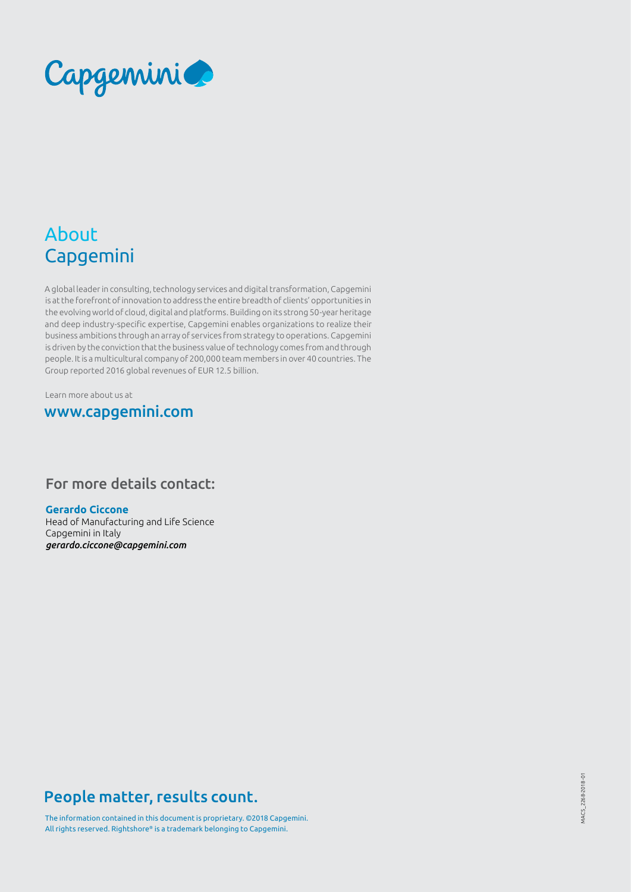Capgemini

# About Capgemini

A global leader in consulting, technology services and digital transformation, Capgemini is at the forefront of innovation to address the entire breadth of clients' opportunities in the evolving world of cloud, digital and platforms. Building on its strong 50-year heritage and deep industry-specific expertise, Capgemini enables organizations to realize their business ambitions through an array of services from strategy to operations. Capgemini is driven by the conviction that the business value of technology comes from and through people. It is a multicultural company of 200,000 team members in over 40 countries. The Group reported 2016 global revenues of EUR 12.5 billion.

Learn more about us at

## www.capgemini.com

## For more details contact:

**Gerardo Ciccone**
Head of Manufacturing and Life Science
Capgemini in Italy
*gerardo.ciccone@capgemini.com*

## People matter, results count.

The information contained in this document is proprietary. ©2018 Capgemini.
All rights reserved. Rightshore® is a trademark belonging to Capgemini.

MACS_Z868-2018-01